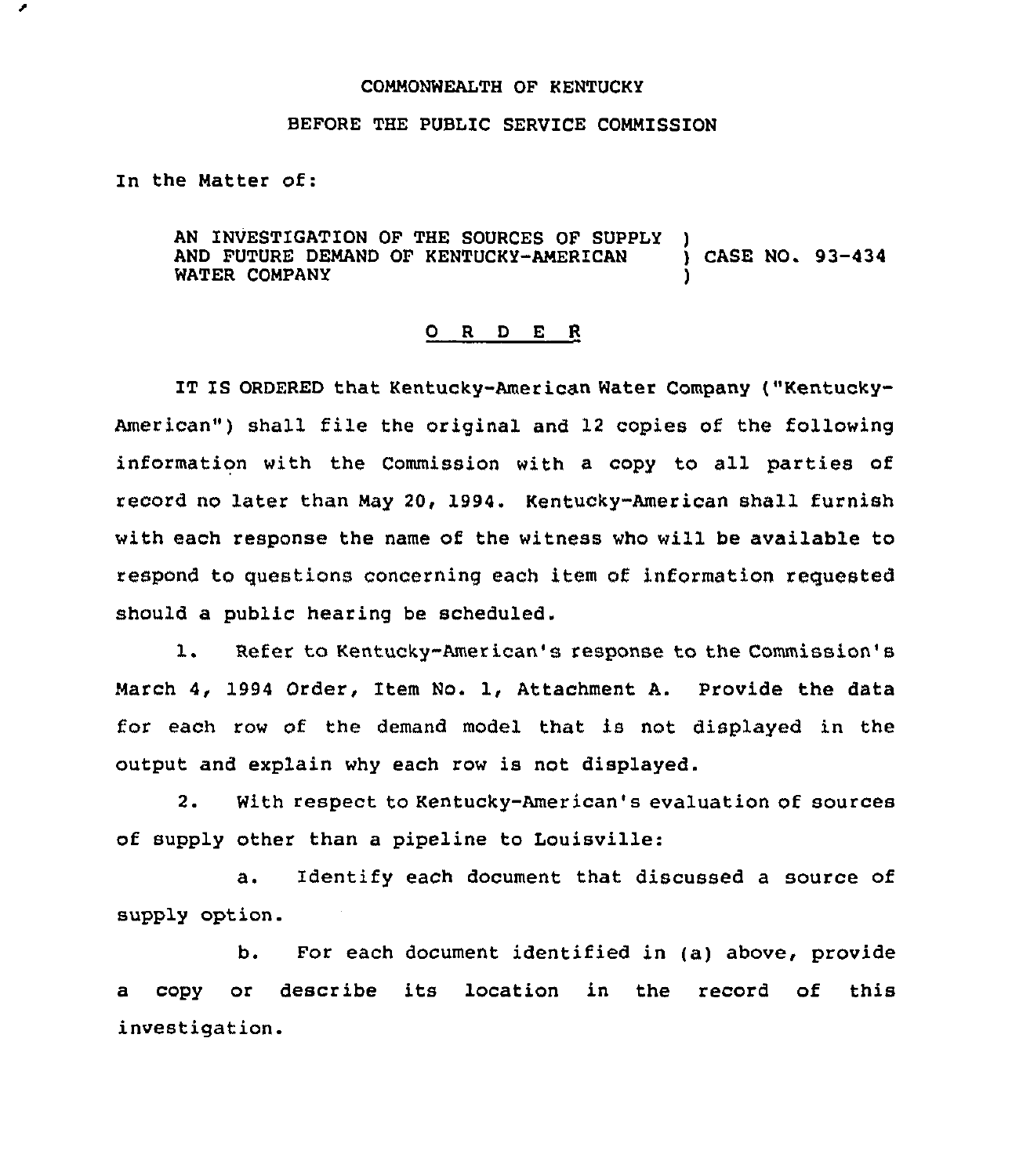COMMONWEALTH OF KENTUCKY

BEFORE THE PUBLIC SERVICE COMMISSION

In the Matter of:

AN INVESTIGATION OF THE SOURCES OF SUPPLY AND FUTURE DEMAND OF KENTUCKY-AMERICAN WATER COMPANY ) CASE NO. 93-434

## O R D E R

IT IS ORDERED that Kentucky-American Water Company ("Kentucky-American") shall file the original and 12 copies of the following information with the Commission with a copy to all parties of record no later than May 20, 1994. Kentucky-American shall furnish with each response the name of the witness who will be available to respond to questions concerning each item of information requested should a public hearing be scheduled.

1. Refer to Kentucky-American's response to the Commission's March 4, 1994 Order, Item No. 1, Attachment A. Provide the data for each row of the demand model that is not displayed in the output and explain why each row is not displayed.

2. With respect to Kentucky-American's evaluation of sources of supply other than a pipeline to Louisville:

   a. Identify each document that discussed a source of supply option.

   b. For each document identified in (a) above, provide a copy or describe its location in the record of this investigation.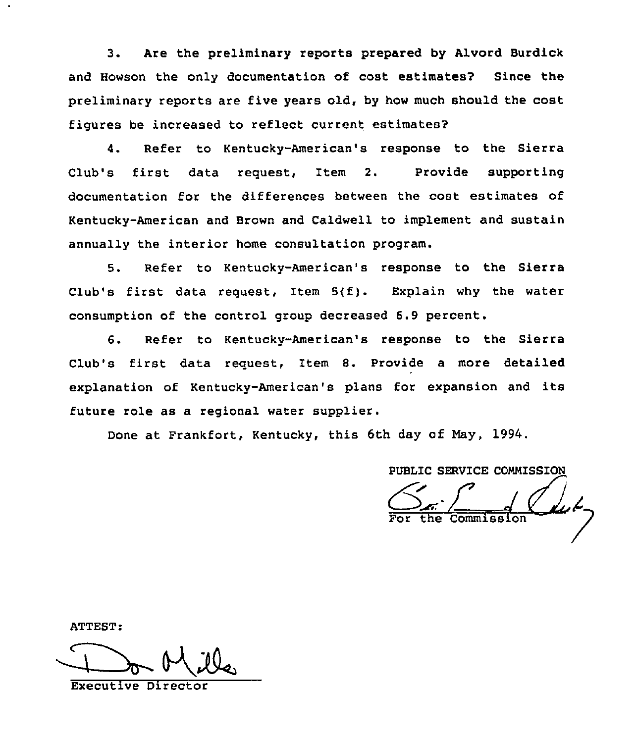3. Are the preliminary reports prepared by Alvord Burdick and Howson the only documentation of cost estimates? Since the preliminary reports are five years old, by how much should the cost figures be increased to reflect current estimates?

4. Refer to Kentucky-American's response to the Sierra Club's first data request, Item 2. Provide supporting documentation for the differences between the cost estimates of Kentucky-American and Brown and Caldwell to implement and sustain annually the interior home consultation program.

5. Refer to Kentucky-American's response to the Sierra Club's first data request, Item 5(f). Explain why the water consumption of the control group decreased 6.9 percent.

6. Refer to Kentucky-American's response to the Sierra Club's first data request, Item 8. Provide a more detailed explanation of Kentucky-American's plans for expansion and its future role as a regional water supplier.

Done at Frankfort, Kentucky, this 6th day of May, 1994.

PUBLIC SERVICE COMMISSION

For the Commission

ATTEST:

Executive Director